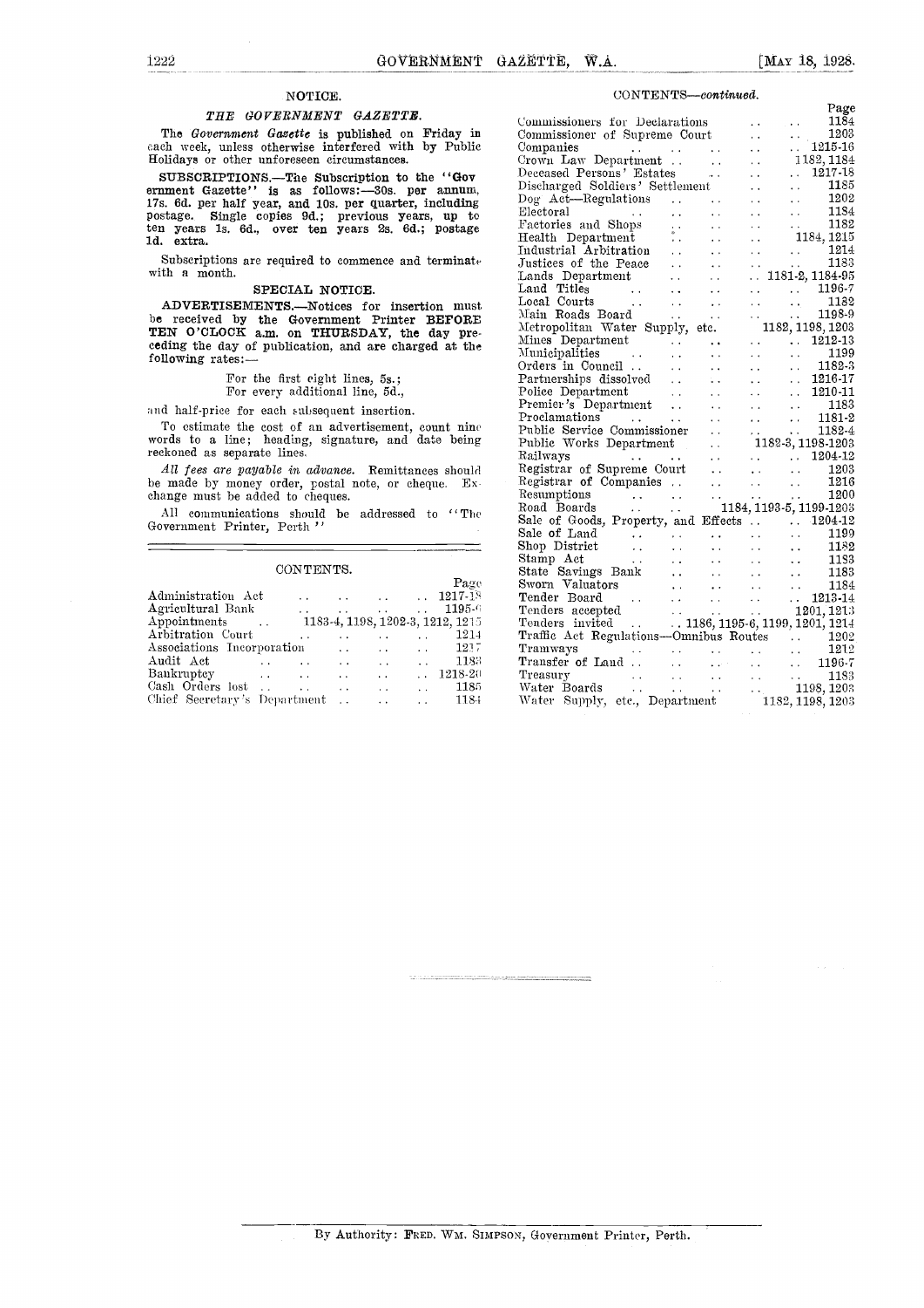## NOTICE.

### *THE GOVERNMENT GAZETTE.*

The *Government Gazette* is published on Friday in each week, unless otherwise interfered with by Public Holidays or other unforeseen circumstances.

**SUBSCRIPTIONS.**—The Subscription to the "Government Gazette" is as follows:—30s. per annum, 17s. 6d. per half year, and 10s. per quarter, including postage. Single copies 9d.; previous years, up to ten years 1s. 6d., over ten years 2s. 6d.; postage 1d. extra.

Subscriptions are required to commence and terminate with a month.

### SPECIAL NOTICE.

**ADVERTISEMENTS.**—Notices for insertion must be received by the Government Printer **BEFORE TEN O'CLOCK** a.m. on **THURSDAY**, the day preceding the day of publication, and are charged at the following rates:—

For the first eight lines, 5s.;
For every additional line, 5d.,

and half-price for each subsequent insertion.

To estimate the cost of an advertisement, count nine words to a line; heading, signature, and date being reckoned as separate lines.

*All fees are payable in advance.* Remittances should be made by money order, postal note, or cheque. Exchange must be added to cheques.

All communications should be addressed to "The Government Printer, Perth."

## CONTENTS.

| | Page |
|---|---|
| Administration Act | 1217-18 |
| Agricultural Bank | 1195-6 |
| Appointments | 1183-4, 1198, 1202-3, 1212, 1215 |
| Arbitration Court | 1214 |
| Associations Incorporation | 1217 |
| Audit Act | 1183 |
| Bankruptcy | 1218-20 |
| Cash Orders lost | 1185 |
| Chief Secretary's Department | 1184 |
| Commissioners for Declarations | 1184 |
| Commissioner of Supreme Court | 1203 |
| Companies | 1215-16 |
| Crown Law Department | 1182, 1184 |
| Deceased Persons' Estates | 1217-18 |
| Discharged Soldiers' Settlement | 1185 |
| Dog Act—Regulations | 1202 |
| Electoral | 1184 |
| Factories and Shops | 1182 |
| Health Department | 1184, 1215 |
| Industrial Arbitration | 1214 |
| Justices of the Peace | 1183 |
| Lands Department | 1181-2, 1184-95 |
| Land Titles | 1196-7 |
| Local Courts | 1182 |
| Main Roads Board | 1198-9 |
| Metropolitan Water Supply, etc. | 1182, 1198, 1203 |
| Mines Department | 1212-13 |
| Municipalities | 1199 |
| Orders in Council | 1182-3 |
| Partnerships dissolved | 1216-17 |
| Police Department | 1210-11 |
| Premier's Department | 1183 |
| Proclamations | 1181-2 |
| Public Service Commissioner | 1182-4 |
| Public Works Department | 1182-3, 1198-1203 |
| Railways | 1204-12 |
| Registrar of Supreme Court | 1203 |
| Registrar of Companies | 1216 |
| Resumptions | 1200 |
| Road Boards | 1184, 1193-5, 1199-1203 |
| Sale of Goods, Property, and Effects | 1204-12 |
| Sale of Land | 1199 |
| Shop District | 1182 |
| Stamp Act | 1183 |
| State Savings Bank | 1183 |
| Sworn Valuators | 1184 |
| Tender Board | 1213-14 |
| Tenders accepted | 1201, 1213 |
| Tenders invited | 1186, 1195-6, 1199, 1201, 1214 |
| Traffic Act Regulations—Omnibus Routes | 1202 |
| Tramways | 1212 |
| Transfer of Land | 1196-7 |
| Treasury | 1183 |
| Water Boards | 1198, 1203 |
| Water Supply, etc., Department | 1182, 1198, 1203 |

By Authority: FRED. WM. SIMPSON, Government Printer, Perth.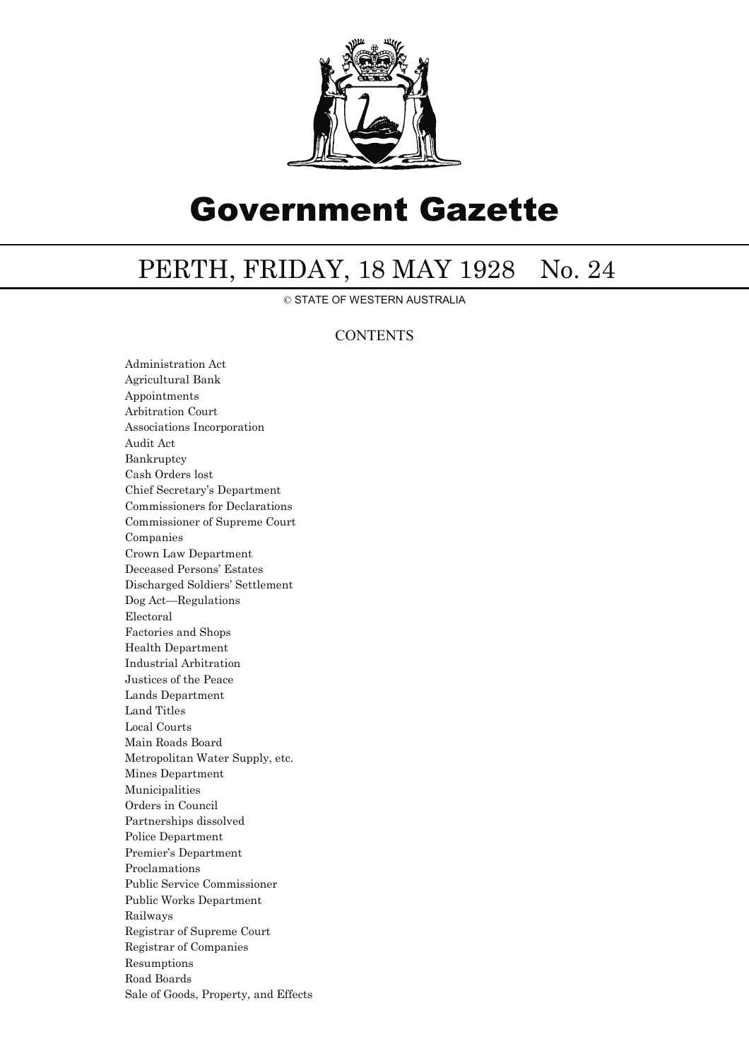# Government Gazette

## PERTH, FRIDAY, 18 MAY 1928 No. 24

© STATE OF WESTERN AUSTRALIA

CONTENTS

Administration Act
Agricultural Bank
Appointments
Arbitration Court
Associations Incorporation
Audit Act
Bankruptcy
Cash Orders lost
Chief Secretary's Department
Commissioners for Declarations
Commissioner of Supreme Court
Companies
Crown Law Department
Deceased Persons' Estates
Discharged Soldiers' Settlement
Dog Act—Regulations
Electoral
Factories and Shops
Health Department
Industrial Arbitration
Justices of the Peace
Lands Department
Land Titles
Local Courts
Main Roads Board
Metropolitan Water Supply, etc.
Mines Department
Municipalities
Orders in Council
Partnerships dissolved
Police Department
Premier's Department
Proclamations
Public Service Commissioner
Public Works Department
Railways
Registrar of Supreme Court
Registrar of Companies
Resumptions
Road Boards
Sale of Goods, Property, and Effects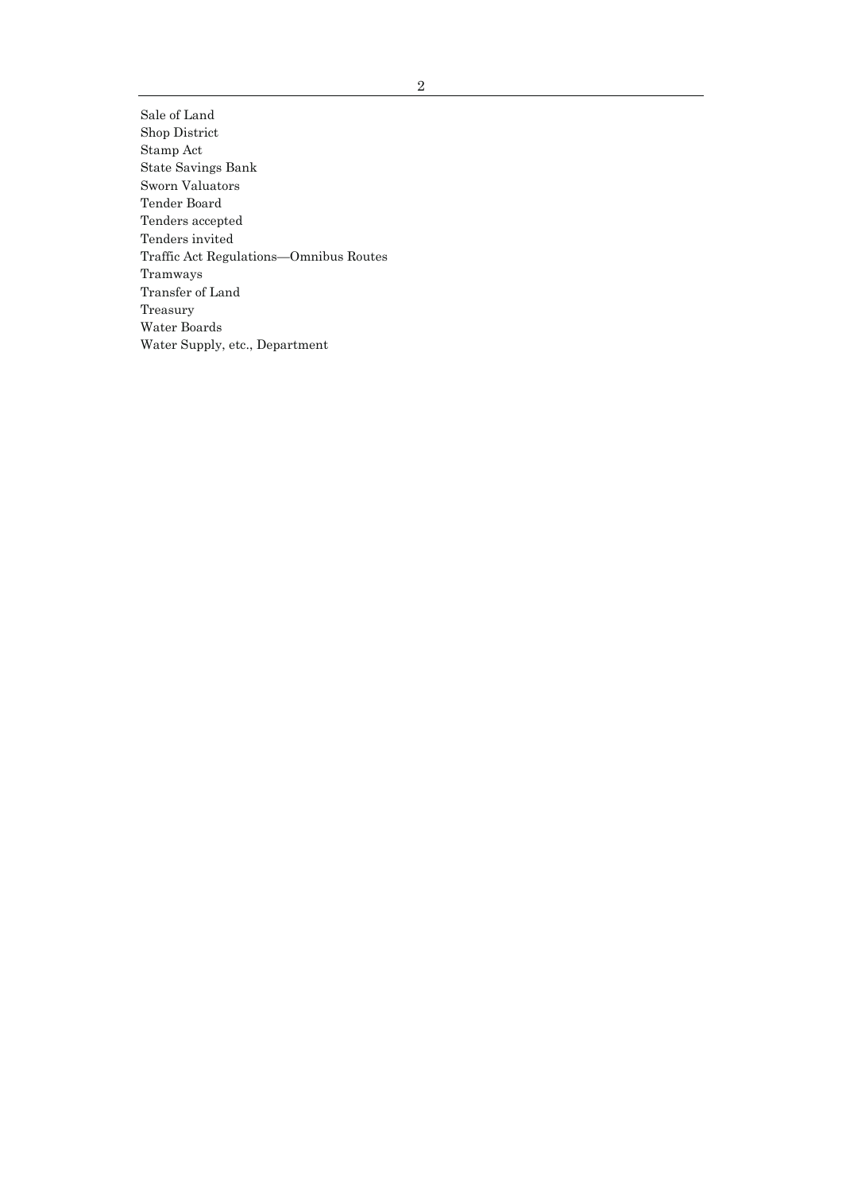Sale of Land
Shop District
Stamp Act
State Savings Bank
Sworn Valuators
Tender Board
Tenders accepted
Tenders invited
Traffic Act Regulations—Omnibus Routes
Tramways
Transfer of Land
Treasury
Water Boards
Water Supply, etc., Department